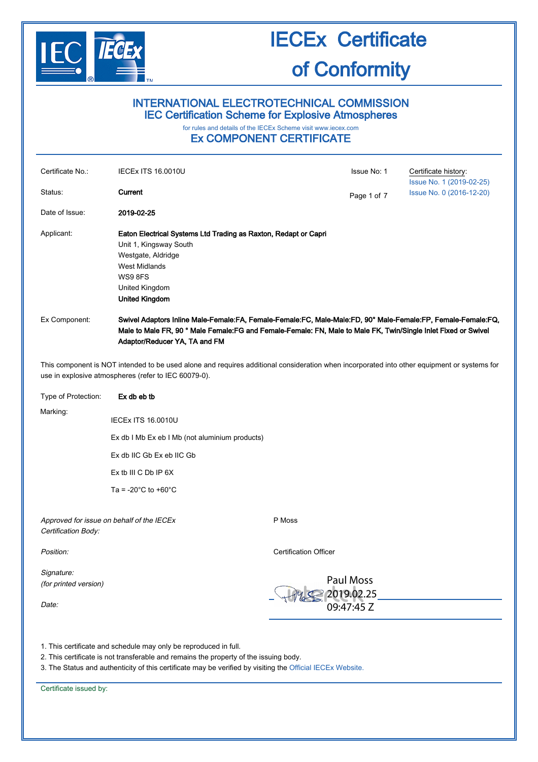# IECEx Certificate of Conformity

## INTERNATIONAL ELECTROTECHNICAL COMMISSION
## IEC Certification Scheme for Explosive Atmospheres

for rules and details of the IECEx Scheme visit www.iecex.com

## Ex COMPONENT CERTIFICATE

Certificate No.: IECEx ITS 16.0010U

Issue No: 1

Certificate history:
Issue No. 1 (2019-02-25)
Issue No. 0 (2016-12-20)

Status: **Current**

Date of Issue: **2019-02-25**

Applicant: **Eaton Electrical Systems Ltd Trading as Raxton, Redapt or Capri**
Unit 1, Kingsway South
Westgate, Aldridge
West Midlands
WS9 8FS
United Kingdom
**United Kingdom**

Ex Component: **Swivel Adaptors Inline Male-Female:FA, Female-Female:FC, Male-Male:FD, 90° Male-Female:FP, Female-Female:FQ, Male to Male FR, 90 ° Male Female:FG and Female-Female: FN, Male to Male FK, Twin/Single Inlet Fixed or Swivel Adaptor/Reducer YA, TA and FM**

This component is NOT intended to be used alone and requires additional consideration when incorporated into other equipment or systems for use in explosive atmospheres (refer to IEC 60079-0).

Type of Protection: **Ex db eb tb**

Marking:

IECEx ITS 16.0010U

Ex db I Mb Ex eb I Mb (not aluminium products)

Ex db IIC Gb Ex eb IIC Gb

Ex tb III C Db IP 6X

Ta = -20°C to +60°C

*Approved for issue on behalf of the IECEx Certification Body:* P Moss

*Position:* Certification Officer

*Signature: (for printed version)*

*Date:*

Paul Moss
2019.02.25
09:47:45 Z

1. This certificate and schedule may only be reproduced in full.
2. This certificate is not transferable and remains the property of the issuing body.
3. The Status and authenticity of this certificate may be verified by visiting the Official IECEx Website.

Certificate issued by: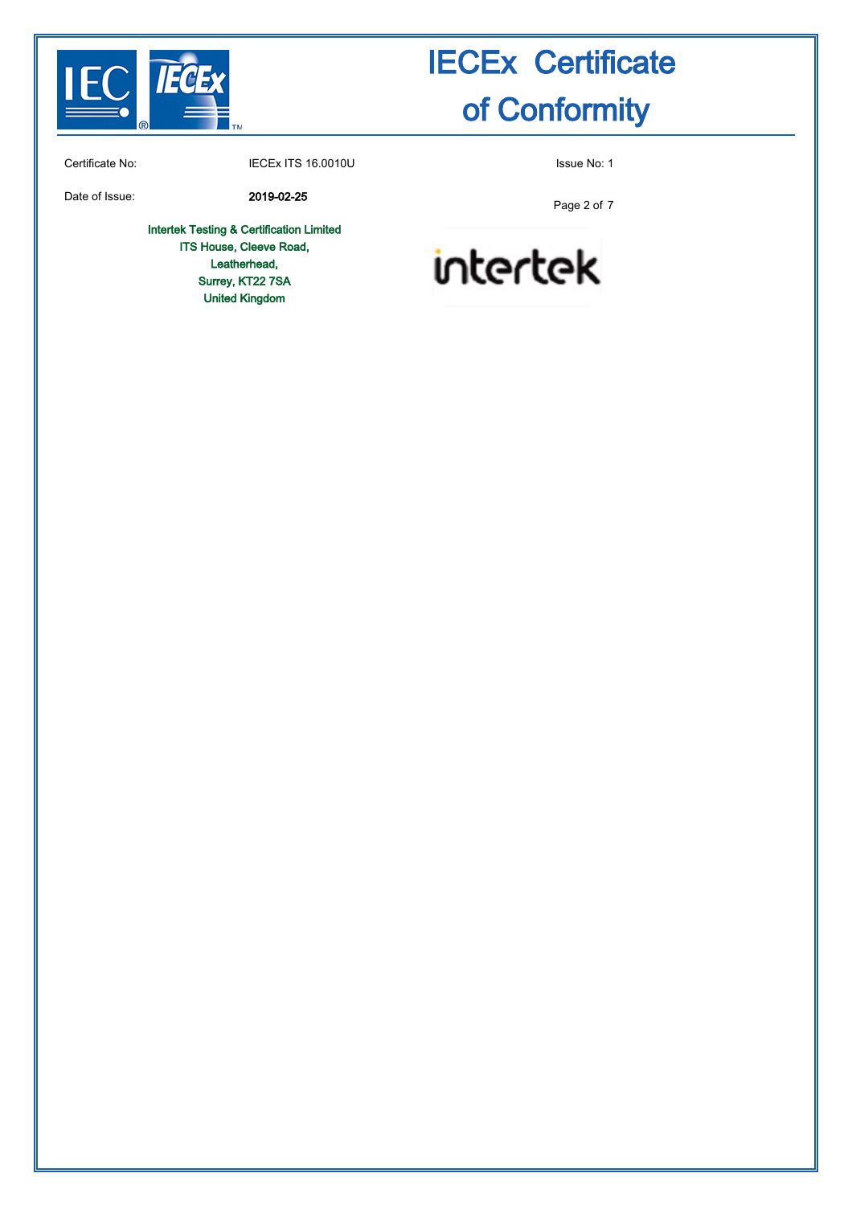# IECEx Certificate of Conformity

Certificate No: IECEx ITS 16.0010U

Issue No: 1

Date of Issue: **2019-02-25**

Intertek Testing & Certification Limited
ITS House, Cleeve Road,
Leatherhead,
Surrey, KT22 7SA
United Kingdom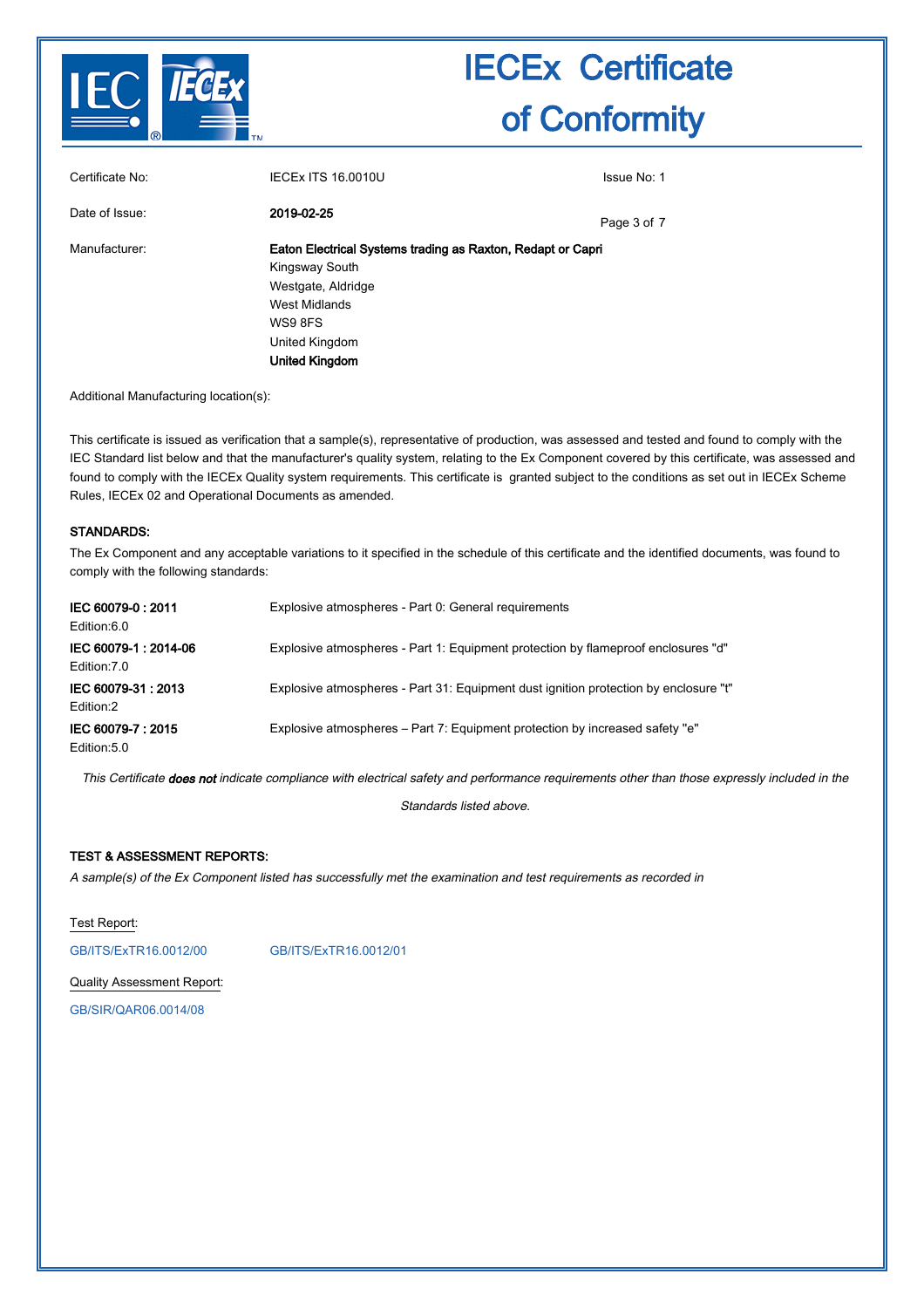# IECEx Certificate of Conformity

| | | |
|---|---|---|
| Certificate No: | IECEx ITS 16.0010U | Issue No: 1 |
| Date of Issue: | **2019-02-25** | |
| Manufacturer: | **Eaton Electrical Systems trading as Raxton, Redapt or Capri**<br>Kingsway South<br>Westgate, Aldridge<br>West Midlands<br>WS9 8FS<br>United Kingdom<br>**United Kingdom** | |

Additional Manufacturing location(s):

This certificate is issued as verification that a sample(s), representative of production, was assessed and tested and found to comply with the IEC Standard list below and that the manufacturer's quality system, relating to the Ex Component covered by this certificate, was assessed and found to comply with the IECEx Quality system requirements. This certificate is granted subject to the conditions as set out in IECEx Scheme Rules, IECEx 02 and Operational Documents as amended.

## STANDARDS:

The Ex Component and any acceptable variations to it specified in the schedule of this certificate and the identified documents, was found to comply with the following standards:

| | |
|---|---|
| **IEC 60079-0 : 2011**<br>Edition:6.0 | Explosive atmospheres - Part 0: General requirements |
| **IEC 60079-1 : 2014-06**<br>Edition:7.0 | Explosive atmospheres - Part 1: Equipment protection by flameproof enclosures "d" |
| **IEC 60079-31 : 2013**<br>Edition:2 | Explosive atmospheres - Part 31: Equipment dust ignition protection by enclosure "t" |
| **IEC 60079-7 : 2015**<br>Edition:5.0 | Explosive atmospheres – Part 7: Equipment protection by increased safety "e" |

*This Certificate **does not** indicate compliance with electrical safety and performance requirements other than those expressly included in the Standards listed above.*

## TEST & ASSESSMENT REPORTS:

*A sample(s) of the Ex Component listed has successfully met the examination and test requirements as recorded in*

Test Report:

GB/ITS/ExTR16.0012/00 GB/ITS/ExTR16.0012/01

Quality Assessment Report:

GB/SIR/QAR06.0014/08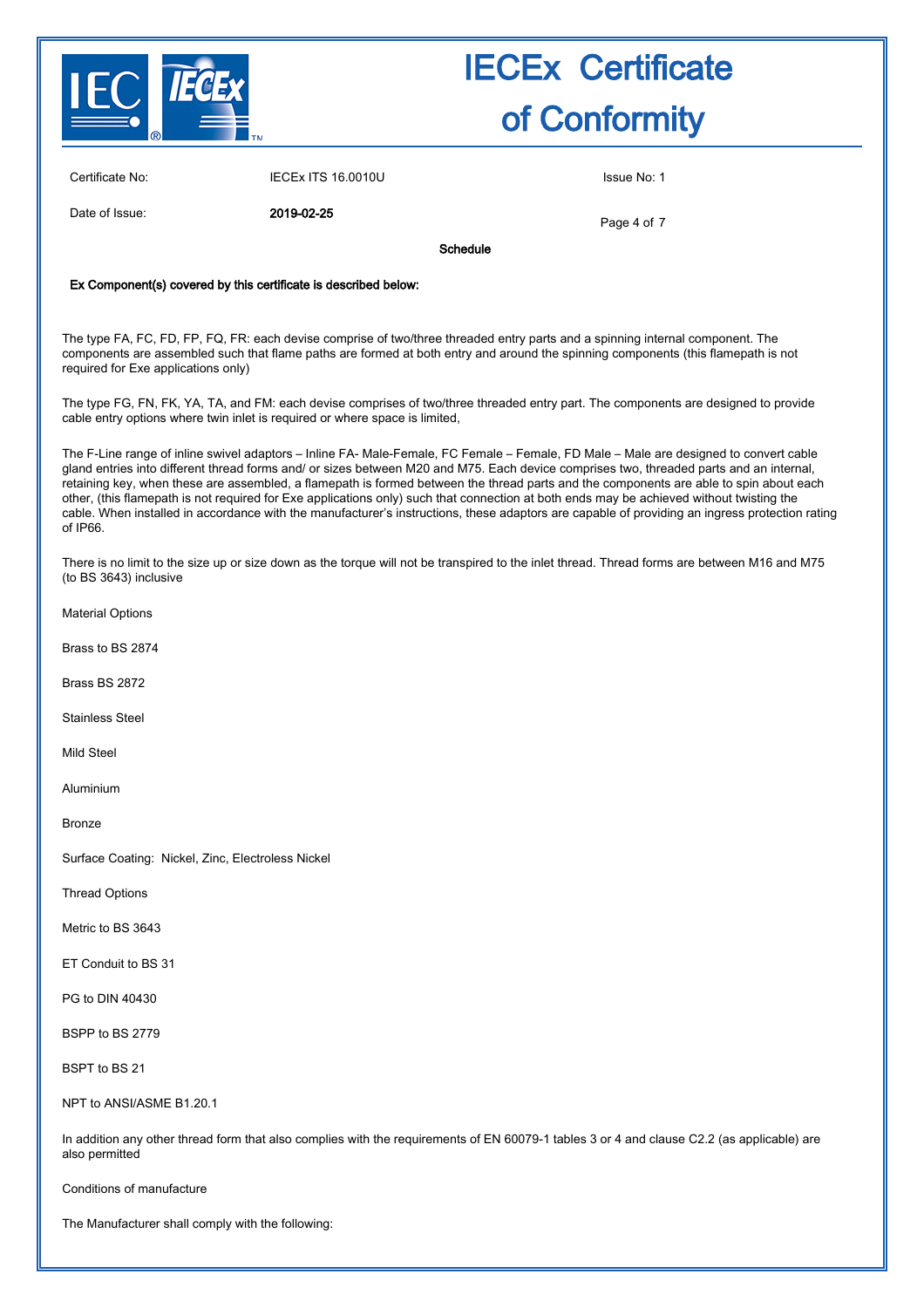| Certificate No: | IECEx ITS 16.0010U | Issue No: 1 |
|---|---|---|
| Date of Issue: | **2019-02-25** | |

**Schedule**

**Ex Component(s) covered by this certificate is described below:**

The type FA, FC, FD, FP, FQ, FR: each devise comprise of two/three threaded entry parts and a spinning internal component. The components are assembled such that flame paths are formed at both entry and around the spinning components (this flamepath is not required for Exe applications only)

The type FG, FN, FK, YA, TA, and FM: each devise comprises of two/three threaded entry part. The components are designed to provide cable entry options where twin inlet is required or where space is limited,

The F-Line range of inline swivel adaptors – Inline FA- Male-Female, FC Female – Female, FD Male – Male are designed to convert cable gland entries into different thread forms and/ or sizes between M20 and M75. Each device comprises two, threaded parts and an internal, retaining key, when these are assembled, a flamepath is formed between the thread parts and the components are able to spin about each other, (this flamepath is not required for Exe applications only) such that connection at both ends may be achieved without twisting the cable. When installed in accordance with the manufacturer's instructions, these adaptors are capable of providing an ingress protection rating of IP66.

There is no limit to the size up or size down as the torque will not be transpired to the inlet thread. Thread forms are between M16 and M75 (to BS 3643) inclusive

Material Options

Brass to BS 2874

Brass BS 2872

Stainless Steel

Mild Steel

Aluminium

Bronze

Surface Coating: Nickel, Zinc, Electroless Nickel

Thread Options

Metric to BS 3643

ET Conduit to BS 31

PG to DIN 40430

BSPP to BS 2779

BSPT to BS 21

NPT to ANSI/ASME B1.20.1

In addition any other thread form that also complies with the requirements of EN 60079-1 tables 3 or 4 and clause C2.2 (as applicable) are also permitted

Conditions of manufacture

The Manufacturer shall comply with the following: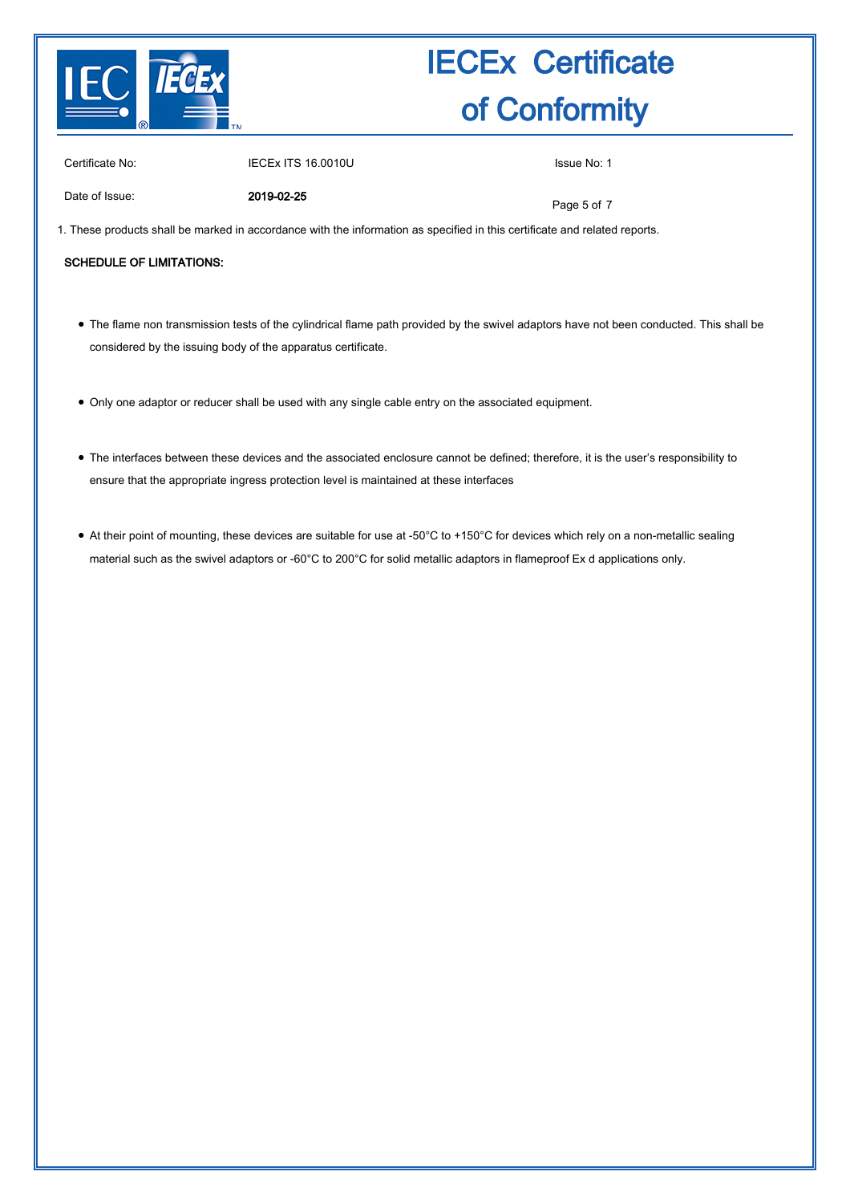Certificate No: IECEx ITS 16.0010U

Issue No: 1

Date of Issue: **2019-02-25**

1. These products shall be marked in accordance with the information as specified in this certificate and related reports.

**SCHEDULE OF LIMITATIONS:**

- The flame non transmission tests of the cylindrical flame path provided by the swivel adaptors have not been conducted. This shall be considered by the issuing body of the apparatus certificate.
- Only one adaptor or reducer shall be used with any single cable entry on the associated equipment.
- The interfaces between these devices and the associated enclosure cannot be defined; therefore, it is the user's responsibility to ensure that the appropriate ingress protection level is maintained at these interfaces
- At their point of mounting, these devices are suitable for use at -50°C to +150°C for devices which rely on a non-metallic sealing material such as the swivel adaptors or -60°C to 200°C for solid metallic adaptors in flameproof Ex d applications only.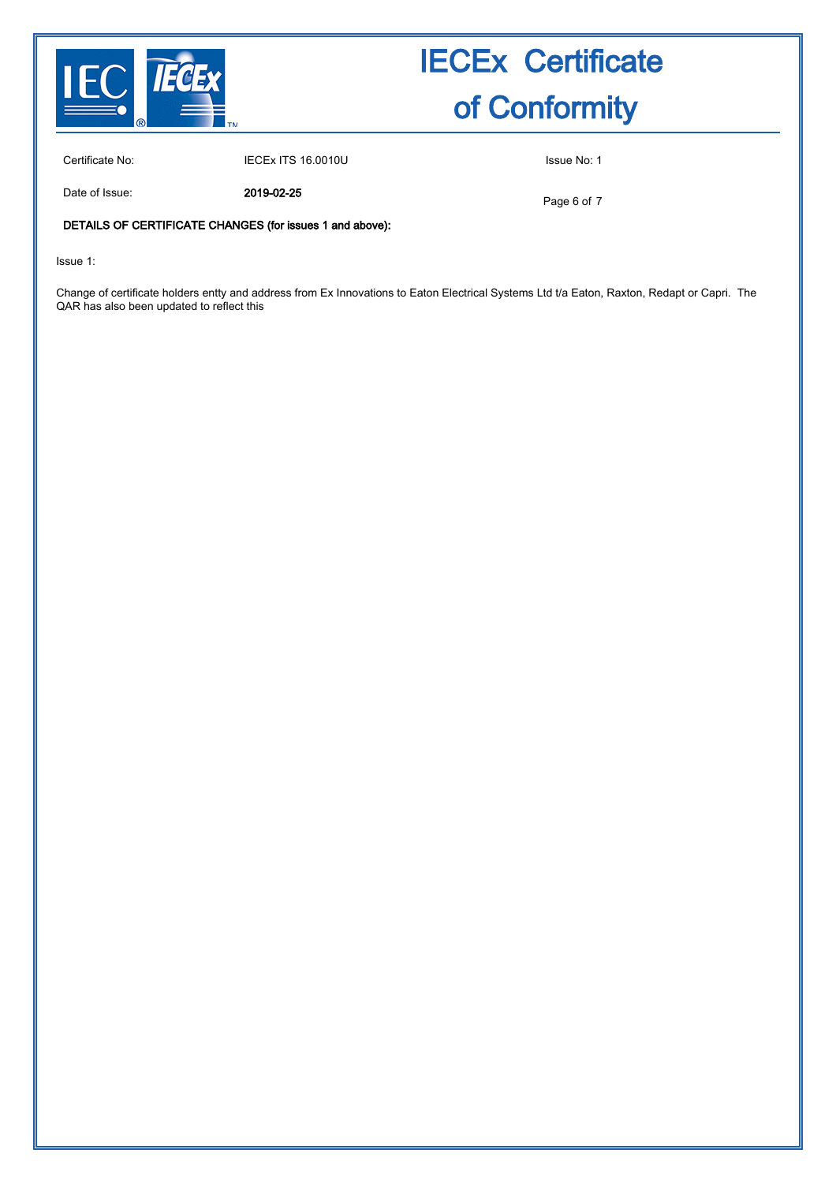# IECEx Certificate of Conformity

| Certificate No: | IECEx ITS 16.0010U | Issue No: 1 |
|---|---|---|
| Date of Issue: | **2019-02-25** | |

**DETAILS OF CERTIFICATE CHANGES (for issues 1 and above):**

Issue 1:

Change of certificate holders entty and address from Ex Innovations to Eaton Electrical Systems Ltd t/a Eaton, Raxton, Redapt or Capri. The QAR has also been updated to reflect this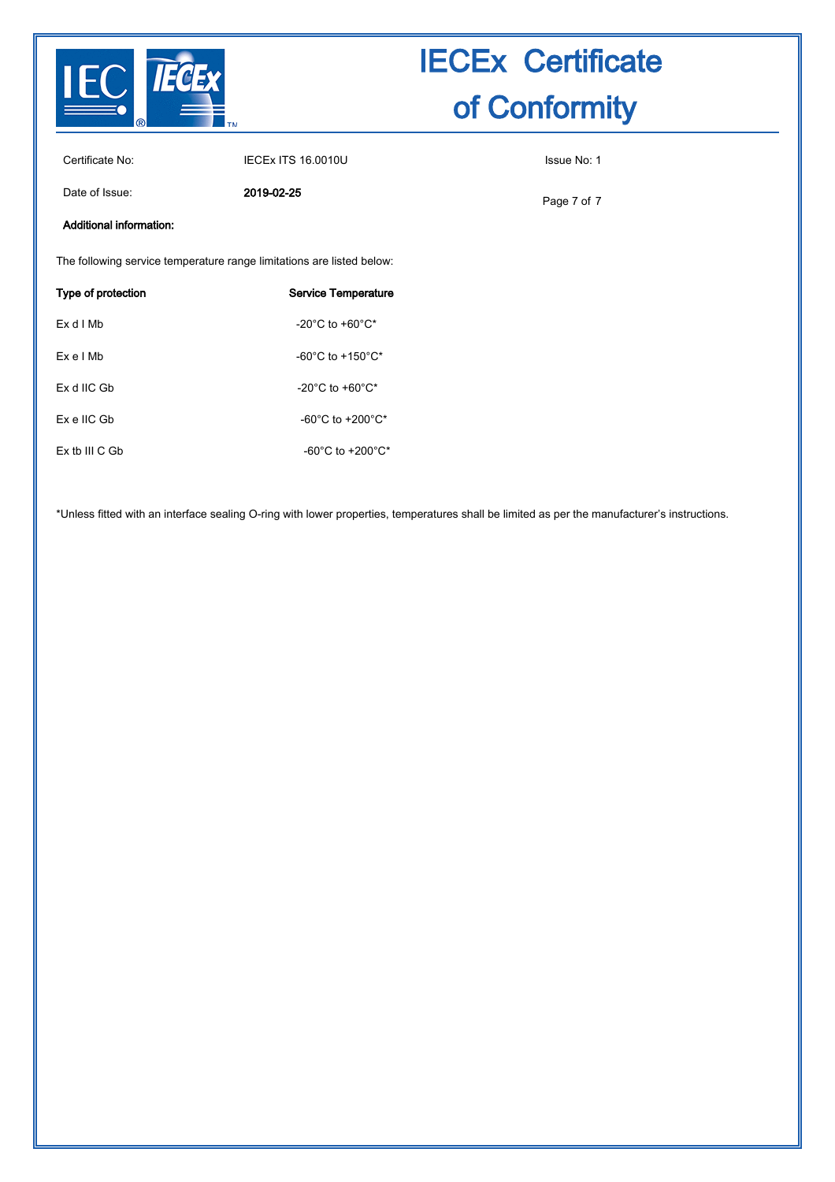# IECEx Certificate of Conformity

| | | |
|---|---|---|
| Certificate No: | IECEx ITS 16.0010U | Issue No: 1 |
| Date of Issue: | **2019-02-25** | |

**Additional information:**

The following service temperature range limitations are listed below:

| Type of protection | Service Temperature |
|---|---|
| Ex d I Mb | -20°C to +60°C* |
| Ex e I Mb | -60°C to +150°C* |
| Ex d IIC Gb | -20°C to +60°C* |
| Ex e IIC Gb | -60°C to +200°C* |
| Ex tb III C Gb | -60°C to +200°C* |

*Unless fitted with an interface sealing O-ring with lower properties, temperatures shall be limited as per the manufacturer's instructions.